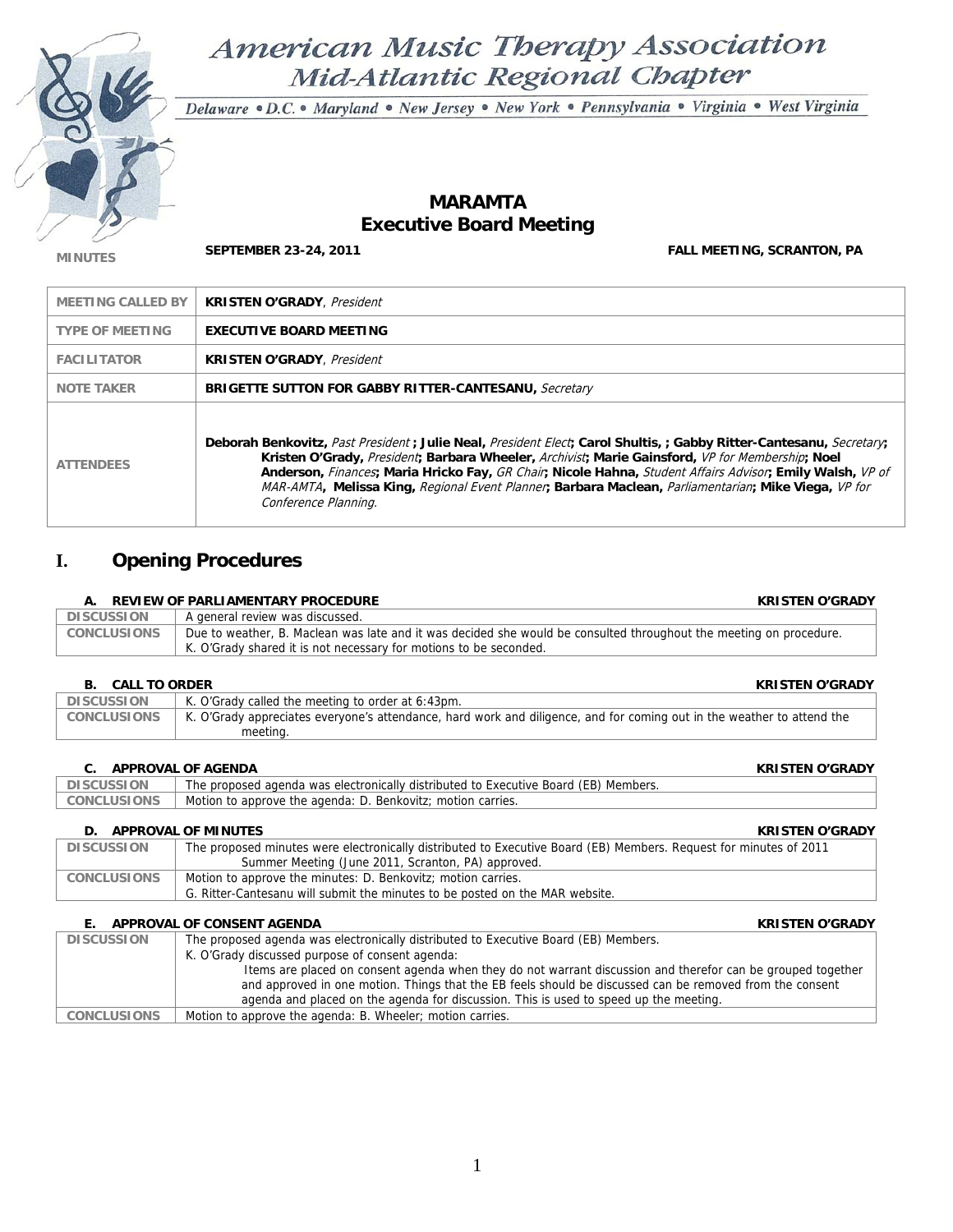# American Music Therapy Association
## Mid-Atlantic Regional Chapter

*Delaware • D.C. • Maryland • New Jersey • New York • Pennsylvania • Virginia • West Virginia*

# MARAMTA
# Executive Board Meeting

MINUTES — **SEPTEMBER 23-24, 2011** — **FALL MEETING, SCRANTON, PA**

| | |
|---|---|
| MEETING CALLED BY | **KRISTEN O'GRADY**, *President* |
| TYPE OF MEETING | **EXECUTIVE BOARD MEETING** |
| FACILITATOR | **KRISTEN O'GRADY**, *President* |
| NOTE TAKER | **BRIGETTE SUTTON FOR GABBY RITTER-CANTESANU,** *Secretary* |
| ATTENDEES | **Deborah Benkovitz,** *Past President* **; Julie Neal,** *President Elect***; Carol Shultis, ; Gabby Ritter-Cantesanu,** *Secretary***; Kristen O'Grady,** *President***; Barbara Wheeler,** *Archivist***; Marie Gainsford,** *VP for Membership***; Noel Anderson,** *Finances***; Maria Hricko Fay,** *GR Chair***; Nicole Hahna,** *Student Affairs Advisor***; Emily Walsh,** *VP of MAR-AMTA***, Melissa King,** *Regional Event Planner***; Barbara Maclean,** *Parliamentarian***; Mike Viega,** *VP for Conference Planning.* |

## I. Opening Procedures

### A. REVIEW OF PARLIAMENTARY PROCEDURE — KRISTEN O'GRADY

| | |
|---|---|
| DISCUSSION | A general review was discussed. |
| CONCLUSIONS | Due to weather, B. Maclean was late and it was decided she would be consulted throughout the meeting on procedure. K. O'Grady shared it is not necessary for motions to be seconded. |

### B. CALL TO ORDER — KRISTEN O'GRADY

| | |
|---|---|
| DISCUSSION | K. O'Grady called the meeting to order at 6:43pm. |
| CONCLUSIONS | K. O'Grady appreciates everyone's attendance, hard work and diligence, and for coming out in the weather to attend the meeting. |

### C. APPROVAL OF AGENDA — KRISTEN O'GRADY

| | |
|---|---|
| DISCUSSION | The proposed agenda was electronically distributed to Executive Board (EB) Members. |
| CONCLUSIONS | Motion to approve the agenda: D. Benkovitz; motion carries. |

### D. APPROVAL OF MINUTES — KRISTEN O'GRADY

| | |
|---|---|
| DISCUSSION | The proposed minutes were electronically distributed to Executive Board (EB) Members. Request for minutes of 2011 Summer Meeting (June 2011, Scranton, PA) approved. |
| CONCLUSIONS | Motion to approve the minutes: D. Benkovitz; motion carries. G. Ritter-Cantesanu will submit the minutes to be posted on the MAR website. |

### E. APPROVAL OF CONSENT AGENDA — KRISTEN O'GRADY

| | |
|---|---|
| DISCUSSION | The proposed agenda was electronically distributed to Executive Board (EB) Members. K. O'Grady discussed purpose of consent agenda: Items are placed on consent agenda when they do not warrant discussion and therefor can be grouped together and approved in one motion. Things that the EB feels should be discussed can be removed from the consent agenda and placed on the agenda for discussion. This is used to speed up the meeting. |
| CONCLUSIONS | Motion to approve the agenda: B. Wheeler; motion carries. |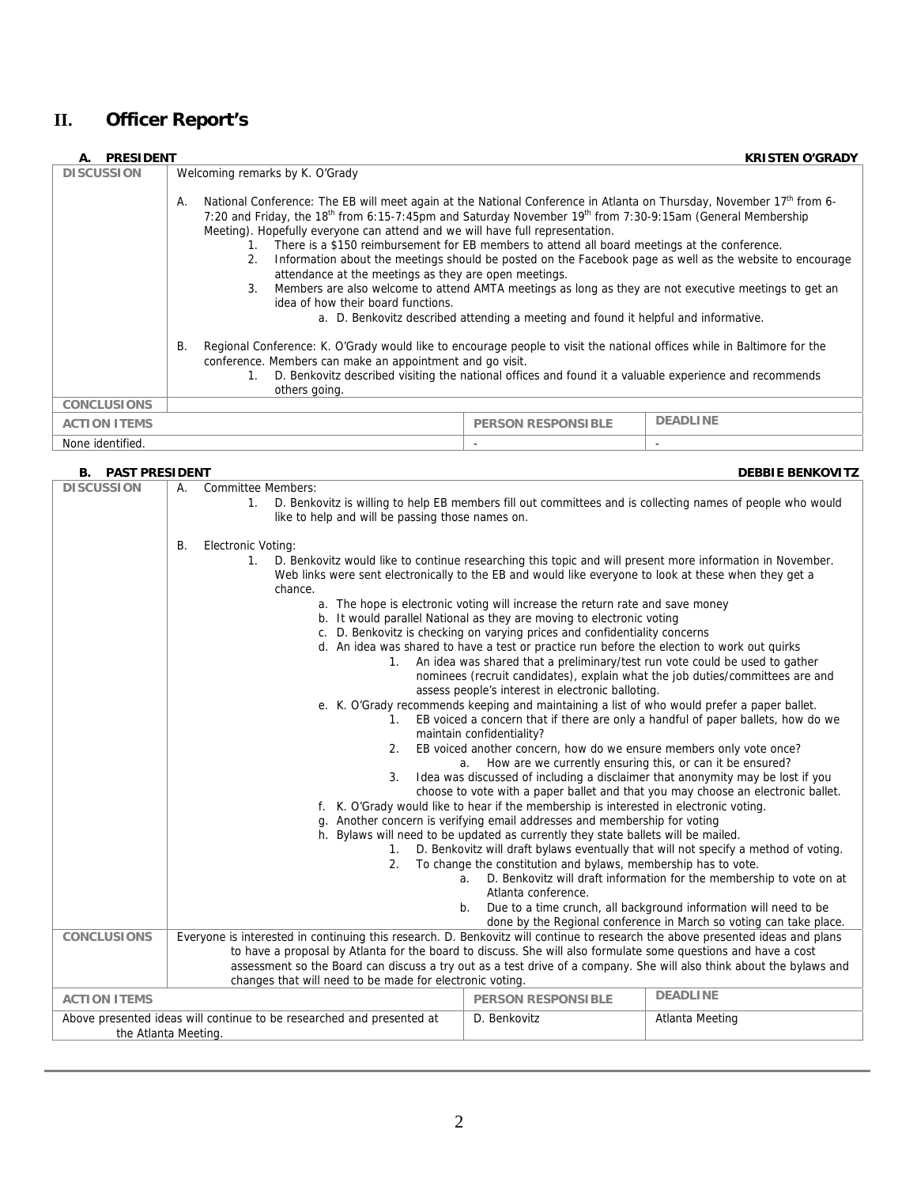## II. Officer Report's

### A. PRESIDENT — KRISTEN O'GRADY

**DISCUSSION**

Welcoming remarks by K. O'Grady

A. National Conference: The EB will meet again at the National Conference in Atlanta on Thursday, November 17th from 6-7:20 and Friday, the 18th from 6:15-7:45pm and Saturday November 19th from 7:30-9:15am (General Membership Meeting). Hopefully everyone can attend and we will have full representation.
   1. There is a $150 reimbursement for EB members to attend all board meetings at the conference.
   2. Information about the meetings should be posted on the Facebook page as well as the website to encourage attendance at the meetings as they are open meetings.
   3. Members are also welcome to attend AMTA meetings as long as they are not executive meetings to get an idea of how their board functions.
      a. D. Benkovitz described attending a meeting and found it helpful and informative.

B. Regional Conference: K. O'Grady would like to encourage people to visit the national offices while in Baltimore for the conference. Members can make an appointment and go visit.
   1. D. Benkovitz described visiting the national offices and found it a valuable experience and recommends others going.

**CONCLUSIONS**

| ACTION ITEMS | PERSON RESPONSIBLE | DEADLINE |
|---|---|---|
| None identified. | - | - |

### B. PAST PRESIDENT — DEBBIE BENKOVITZ

**DISCUSSION**

A. Committee Members:
   1. D. Benkovitz is willing to help EB members fill out committees and is collecting names of people who would like to help and will be passing those names on.

B. Electronic Voting:
   1. D. Benkovitz would like to continue researching this topic and will present more information in November. Web links were sent electronically to the EB and would like everyone to look at these when they get a chance.
      a. The hope is electronic voting will increase the return rate and save money
      b. It would parallel National as they are moving to electronic voting
      c. D. Benkovitz is checking on varying prices and confidentiality concerns
      d. An idea was shared to have a test or practice run before the election to work out quirks
         1. An idea was shared that a preliminary/test run vote could be used to gather nominees (recruit candidates), explain what the job duties/committees are and assess people's interest in electronic balloting.
      e. K. O'Grady recommends keeping and maintaining a list of who would prefer a paper ballet.
         1. EB voiced a concern that if there are only a handful of paper ballets, how do we maintain confidentiality?
         2. EB voiced another concern, how do we ensure members only vote once?
            a. How are we currently ensuring this, or can it be ensured?
         3. Idea was discussed of including a disclaimer that anonymity may be lost if you choose to vote with a paper ballet and that you may choose an electronic ballet.
      f. K. O'Grady would like to hear if the membership is interested in electronic voting.
      g. Another concern is verifying email addresses and membership for voting
      h. Bylaws will need to be updated as currently they state ballets will be mailed.
         1. D. Benkovitz will draft bylaws eventually that will not specify a method of voting.
         2. To change the constitution and bylaws, membership has to vote.
            a. D. Benkovitz will draft information for the membership to vote on at Atlanta conference.
            b. Due to a time crunch, all background information will need to be done by the Regional conference in March so voting can take place.

**CONCLUSIONS**

Everyone is interested in continuing this research. D. Benkovitz will continue to research the above presented ideas and plans to have a proposal by Atlanta for the board to discuss. She will also formulate some questions and have a cost assessment so the Board can discuss a try out as a test drive of a company. She will also think about the bylaws and changes that will need to be made for electronic voting.

| ACTION ITEMS | PERSON RESPONSIBLE | DEADLINE |
|---|---|---|
| Above presented ideas will continue to be researched and presented at the Atlanta Meeting. | D. Benkovitz | Atlanta Meeting |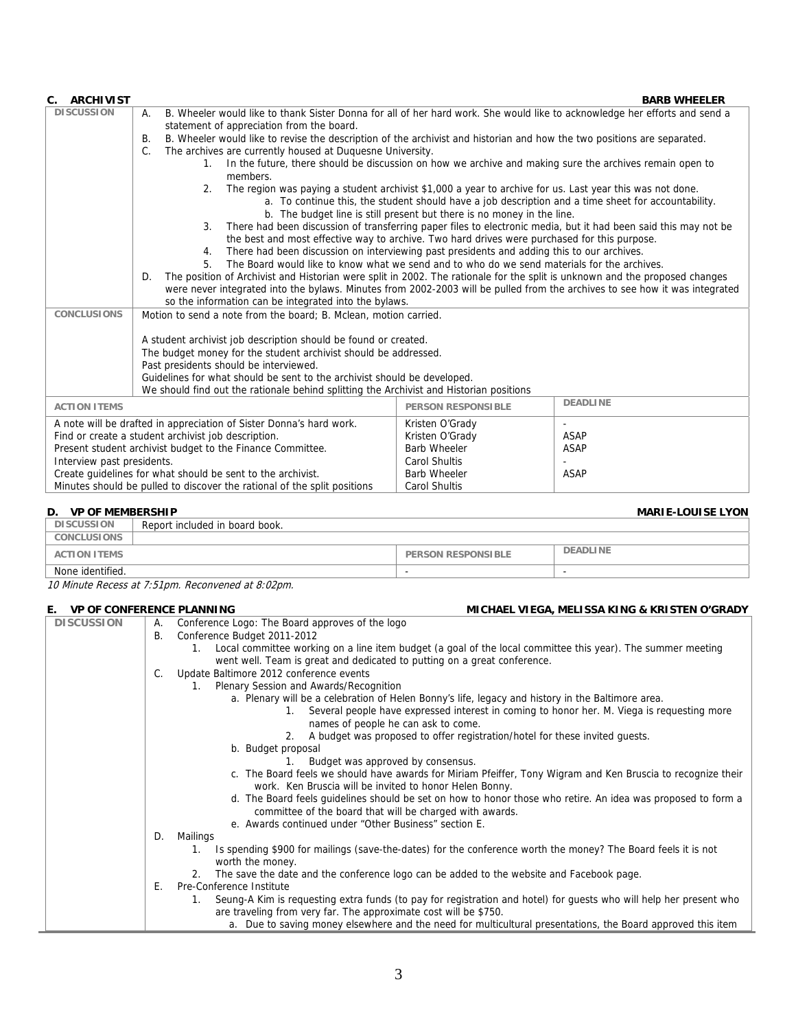## C. ARCHIVIST — BARB WHEELER

**DISCUSSION**

A. B. Wheeler would like to thank Sister Donna for all of her hard work. She would like to acknowledge her efforts and send a statement of appreciation from the board.

B. B. Wheeler would like to revise the description of the archivist and historian and how the two positions are separated.

C. The archives are currently housed at Duquesne University.

1. In the future, there should be discussion on how we archive and making sure the archives remain open to members.
2. The region was paying a student archivist $1,000 a year to archive for us. Last year this was not done.
   a. To continue this, the student should have a job description and a time sheet for accountability.
   b. The budget line is still present but there is no money in the line.
3. There had been discussion of transferring paper files to electronic media, but it had been said this may not be the best and most effective way to archive. Two hard drives were purchased for this purpose.
4. There had been discussion on interviewing past presidents and adding this to our archives.
5. The Board would like to know what we send and to who do we send materials for the archives.

D. The position of Archivist and Historian were split in 2002. The rationale for the split is unknown and the proposed changes were never integrated into the bylaws. Minutes from 2002-2003 will be pulled from the archives to see how it was integrated so the information can be integrated into the bylaws.

**CONCLUSIONS**

Motion to send a note from the board; B. Mclean, motion carried.

A student archivist job description should be found or created.
The budget money for the student archivist should be addressed.
Past presidents should be interviewed.
Guidelines for what should be sent to the archivist should be developed.
We should find out the rationale behind splitting the Archivist and Historian positions

| ACTION ITEMS | PERSON RESPONSIBLE | DEADLINE |
|---|---|---|
| A note will be drafted in appreciation of Sister Donna's hard work. | Kristen O'Grady | - |
| Find or create a student archivist job description. | Kristen O'Grady | ASAP |
| Present student archivist budget to the Finance Committee. | Barb Wheeler | ASAP |
| Interview past presidents. | Carol Shultis | - |
| Create guidelines for what should be sent to the archivist. | Barb Wheeler | ASAP |
| Minutes should be pulled to discover the rational of the split positions | Carol Shultis | |

## D. VP OF MEMBERSHIP — MARIE-LOUISE LYON

**DISCUSSION**

Report included in board book.

**CONCLUSIONS**

| ACTION ITEMS | PERSON RESPONSIBLE | DEADLINE |
|---|---|---|
| None identified. | - | - |

*10 Minute Recess at 7:51pm. Reconvened at 8:02pm.*

## E. VP OF CONFERENCE PLANNING — MICHAEL VIEGA, MELISSA KING & KRISTEN O'GRADY

**DISCUSSION**

A. Conference Logo: The Board approves of the logo

B. Conference Budget 2011-2012

1. Local committee working on a line item budget (a goal of the local committee this year). The summer meeting went well. Team is great and dedicated to putting on a great conference.

C. Update Baltimore 2012 conference events

1. Plenary Session and Awards/Recognition
   a. Plenary will be a celebration of Helen Bonny's life, legacy and history in the Baltimore area.
      1. Several people have expressed interest in coming to honor her. M. Viega is requesting more names of people he can ask to come.
      2. A budget was proposed to offer registration/hotel for these invited guests.
   b. Budget proposal
      1. Budget was approved by consensus.
   c. The Board feels we should have awards for Miriam Pfeiffer, Tony Wigram and Ken Bruscia to recognize their work. Ken Bruscia will be invited to honor Helen Bonny.
   d. The Board feels guidelines should be set on how to honor those who retire. An idea was proposed to form a committee of the board that will be charged with awards.
   e. Awards continued under "Other Business" section E.

D. Mailings

1. Is spending $900 for mailings (save-the-dates) for the conference worth the money? The Board feels it is not worth the money.
2. The save the date and the conference logo can be added to the website and Facebook page.

E. Pre-Conference Institute

1. Seung-A Kim is requesting extra funds (to pay for registration and hotel) for guests who will help her present who are traveling from very far. The approximate cost will be $750.
   a. Due to saving money elsewhere and the need for multicultural presentations, the Board approved this item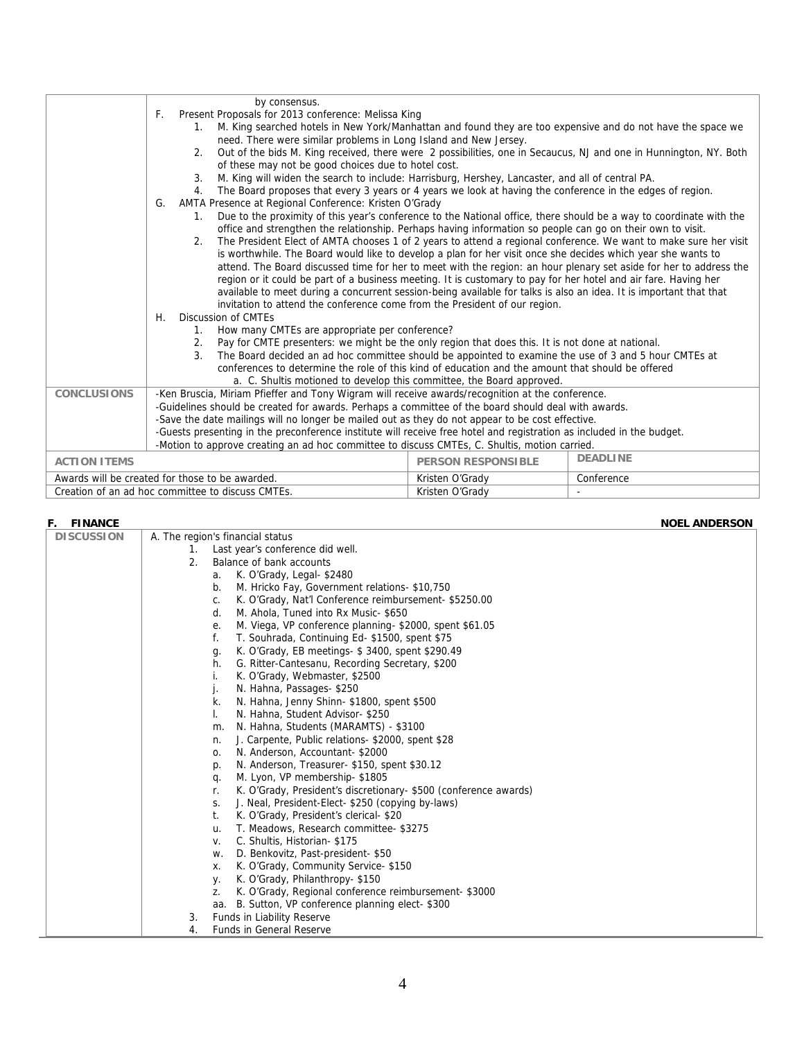| | |
|---|---|
| | by consensus.<br>F. Present Proposals for 2013 conference: Melissa King<br>1. M. King searched hotels in New York/Manhattan and found they are too expensive and do not have the space we need. There were similar problems in Long Island and New Jersey.<br>2. Out of the bids M. King received, there were 2 possibilities, one in Secaucus, NJ and one in Hunnington, NY. Both of these may not be good choices due to hotel cost.<br>3. M. King will widen the search to include: Harrisburg, Hershey, Lancaster, and all of central PA.<br>4. The Board proposes that every 3 years or 4 years we look at having the conference in the edges of region.<br>G. AMTA Presence at Regional Conference: Kristen O'Grady<br>1. Due to the proximity of this year's conference to the National office, there should be a way to coordinate with the office and strengthen the relationship. Perhaps having information so people can go on their own to visit.<br>2. The President Elect of AMTA chooses 1 of 2 years to attend a regional conference. We want to make sure her visit is worthwhile. The Board would like to develop a plan for her visit once she decides which year she wants to attend. The Board discussed time for her to meet with the region: an hour plenary set aside for her to address the region or it could be part of a business meeting. It is customary to pay for her hotel and air fare. Having her available to meet during a concurrent session-being available for talks is also an idea. It is important that that invitation to attend the conference come from the President of our region.<br>H. Discussion of CMTEs<br>1. How many CMTEs are appropriate per conference?<br>2. Pay for CMTE presenters: we might be the only region that does this. It is not done at national.<br>3. The Board decided an ad hoc committee should be appointed to examine the use of 3 and 5 hour CMTEs at conferences to determine the role of this kind of education and the amount that should be offered<br>a. C. Shultis motioned to develop this committee, the Board approved. |
| **CONCLUSIONS** | -Ken Bruscia, Miriam Pfieffer and Tony Wigram will receive awards/recognition at the conference.<br>-Guidelines should be created for awards. Perhaps a committee of the board should deal with awards.<br>-Save the date mailings will no longer be mailed out as they do not appear to be cost effective.<br>-Guests presenting in the preconference institute will receive free hotel and registration as included in the budget.<br>-Motion to approve creating an ad hoc committee to discuss CMTEs, C. Shultis, motion carried. |

| ACTION ITEMS | PERSON RESPONSIBLE | DEADLINE |
|---|---|---|
| Awards will be created for those to be awarded. | Kristen O'Grady | Conference |
| Creation of an ad hoc committee to discuss CMTEs. | Kristen O'Grady | - |

**F. FINANCE** — **NOEL ANDERSON**

| | |
|---|---|
| **DISCUSSION** | A. The region's financial status<br>1. Last year's conference did well.<br>2. Balance of bank accounts<br>a. K. O'Grady, Legal- $2480<br>b. M. Hricko Fay, Government relations- $10,750<br>c. K. O'Grady, Nat'l Conference reimbursement- $5250.00<br>d. M. Ahola, Tuned into Rx Music- $650<br>e. M. Viega, VP conference planning- $2000, spent $61.05<br>f. T. Souhrada, Continuing Ed- $1500, spent $75<br>g. K. O'Grady, EB meetings- $ 3400, spent $290.49<br>h. G. Ritter-Cantesanu, Recording Secretary, $200<br>i. K. O'Grady, Webmaster, $2500<br>j. N. Hahna, Passages- $250<br>k. N. Hahna, Jenny Shinn- $1800, spent $500<br>l. N. Hahna, Student Advisor- $250<br>m. N. Hahna, Students (MARAMTS) - $3100<br>n. J. Carpente, Public relations- $2000, spent $28<br>o. N. Anderson, Accountant- $2000<br>p. N. Anderson, Treasurer- $150, spent $30.12<br>q. M. Lyon, VP membership- $1805<br>r. K. O'Grady, President's discretionary- $500 (conference awards)<br>s. J. Neal, President-Elect- $250 (copying by-laws)<br>t. K. O'Grady, President's clerical- $20<br>u. T. Meadows, Research committee- $3275<br>v. C. Shultis, Historian- $175<br>w. D. Benkovitz, Past-president- $50<br>x. K. O'Grady, Community Service- $150<br>y. K. O'Grady, Philanthropy- $150<br>z. K. O'Grady, Regional conference reimbursement- $3000<br>aa. B. Sutton, VP conference planning elect- $300<br>3. Funds in Liability Reserve<br>4. Funds in General Reserve |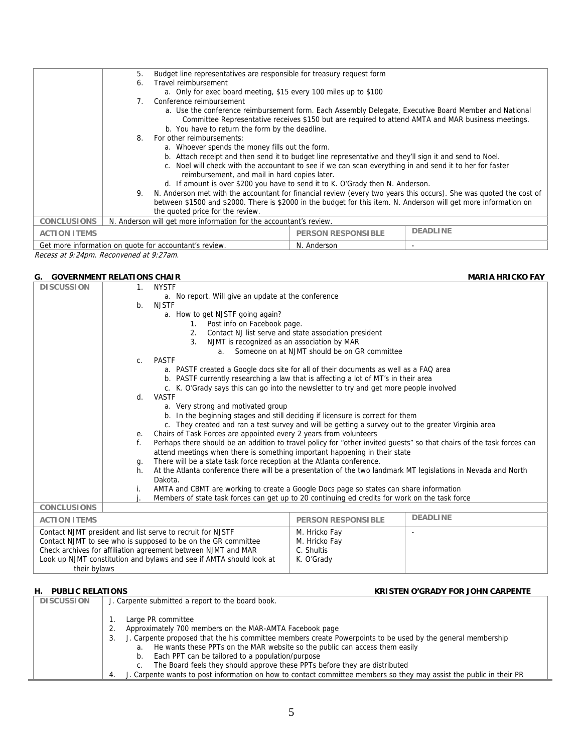| | |
|---|---|
| | 5. Budget line representatives are responsible for treasury request form<br>6. Travel reimbursement<br>a. Only for exec board meeting, $15 every 100 miles up to $100<br>7. Conference reimbursement<br>a. Use the conference reimbursement form. Each Assembly Delegate, Executive Board Member and National Committee Representative receives $150 but are required to attend AMTA and MAR business meetings.<br>b. You have to return the form by the deadline.<br>8. For other reimbursements:<br>a. Whoever spends the money fills out the form.<br>b. Attach receipt and then send it to budget line representative and they'll sign it and send to Noel.<br>c. Noel will check with the accountant to see if we can scan everything in and send it to her for faster reimbursement, and mail in hard copies later.<br>d. If amount is over $200 you have to send it to K. O'Grady then N. Anderson.<br>9. N. Anderson met with the accountant for financial review (every two years this occurs). She was quoted the cost of between $1500 and $2000. There is $2000 in the budget for this item. N. Anderson will get more information on the quoted price for the review. |
| **CONCLUSIONS** | N. Anderson will get more information for the accountant's review. |

| ACTION ITEMS | PERSON RESPONSIBLE | DEADLINE |
|---|---|---|
| Get more information on quote for accountant's review. | N. Anderson | - |

*Recess at 9:24pm. Reconvened at 9:27am.*

## G. GOVERNMENT RELATIONS CHAIR — MARIA HRICKO FAY

| | |
|---|---|
| **DISCUSSION** | 1. NYSTF<br>a. No report. Will give an update at the conference<br>b. NJSTF<br>a. How to get NJSTF going again?<br>1. Post info on Facebook page.<br>2. Contact NJ list serve and state association president<br>3. NJMT is recognized as an association by MAR<br>a. Someone on at NJMT should be on GR committee<br>c. PASTF<br>a. PASTF created a Google docs site for all of their documents as well as a FAQ area<br>b. PASTF currently researching a law that is affecting a lot of MT's in their area<br>c. K. O'Grady says this can go into the newsletter to try and get more people involved<br>d. VASTF<br>a. Very strong and motivated group<br>b. In the beginning stages and still deciding if licensure is correct for them<br>c. They created and ran a test survey and will be getting a survey out to the greater Virginia area<br>e. Chairs of Task Forces are appointed every 2 years from volunteers<br>f. Perhaps there should be an addition to travel policy for "other invited guests" so that chairs of the task forces can attend meetings when there is something important happening in their state<br>g. There will be a state task force reception at the Atlanta conference.<br>h. At the Atlanta conference there will be a presentation of the two landmark MT legislations in Nevada and North Dakota.<br>i. AMTA and CBMT are working to create a Google Docs page so states can share information<br>j. Members of state task forces can get up to 20 continuing ed credits for work on the task force |
| **CONCLUSIONS** | |

| ACTION ITEMS | PERSON RESPONSIBLE | DEADLINE |
|---|---|---|
| Contact NJMT president and list serve to recruit for NJSTF<br>Contact NJMT to see who is supposed to be on the GR committee<br>Check archives for affiliation agreement between NJMT and MAR<br>Look up NJMT constitution and bylaws and see if AMTA should look at their bylaws | M. Hricko Fay<br>M. Hricko Fay<br>C. Shultis<br>K. O'Grady | - |

## H. PUBLIC RELATIONS — KRISTEN O'GRADY FOR JOHN CARPENTE

| | |
|---|---|
| **DISCUSSION** | J. Carpente submitted a report to the board book.<br><br>1. Large PR committee<br>2. Approximately 700 members on the MAR-AMTA Facebook page<br>3. J. Carpente proposed that the his committee members create Powerpoints to be used by the general membership<br>a. He wants these PPTs on the MAR website so the public can access them easily<br>b. Each PPT can be tailored to a population/purpose<br>c. The Board feels they should approve these PPTs before they are distributed<br>4. J. Carpente wants to post information on how to contact committee members so they may assist the public in their PR |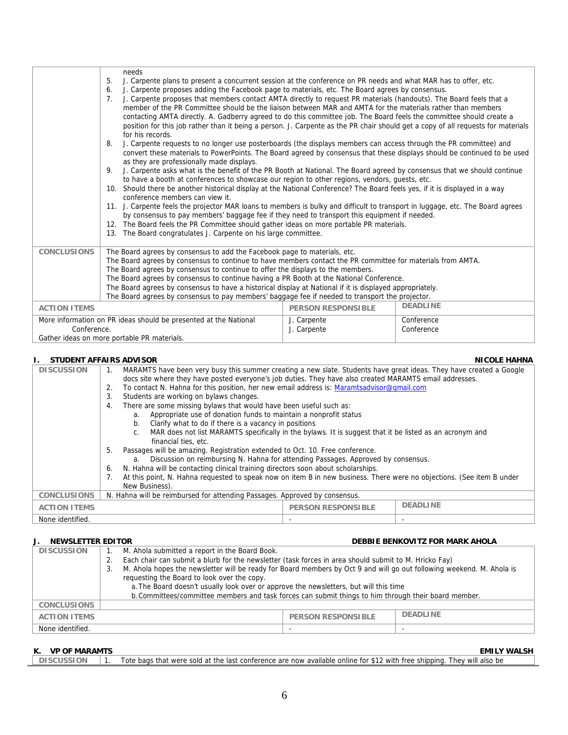| | |
|---|---|
| | needs<br>5. J. Carpente plans to present a concurrent session at the conference on PR needs and what MAR has to offer, etc.<br>6. J. Carpente proposes adding the Facebook page to materials, etc. The Board agrees by consensus.<br>7. J. Carpente proposes that members contact AMTA directly to request PR materials (handouts). The Board feels that a member of the PR Committee should be the liaison between MAR and AMTA for the materials rather than members contacting AMTA directly. A. Gadberry agreed to do this committee job. The Board feels the committee should create a position for this job rather than it being a person. J. Carpente as the PR chair should get a copy of all requests for materials for his records.<br>8. J. Carpente requests to no longer use posterboards (the displays members can access through the PR committee) and convert these materials to PowerPoints. The Board agreed by consensus that these displays should be continued to be used as they are professionally made displays.<br>9. J. Carpente asks what is the benefit of the PR Booth at National. The Board agreed by consensus that we should continue to have a booth at conferences to showcase our region to other regions, vendors, guests, etc.<br>10. Should there be another historical display at the National Conference? The Board feels yes, if it is displayed in a way conference members can view it.<br>11. J. Carpente feels the projector MAR loans to members is bulky and difficult to transport in luggage, etc. The Board agrees by consensus to pay members' baggage fee if they need to transport this equipment if needed.<br>12. The Board feels the PR Committee should gather ideas on more portable PR materials.<br>13. The Board congratulates J. Carpente on his large committee. |
| **CONCLUSIONS** | The Board agrees by consensus to add the Facebook page to materials, etc.<br>The Board agrees by consensus to continue to have members contact the PR committee for materials from AMTA.<br>The Board agrees by consensus to continue to offer the displays to the members.<br>The Board agrees by consensus to continue having a PR Booth at the National Conference.<br>The Board agrees by consensus to have a historical display at National if it is displayed appropriately.<br>The Board agrees by consensus to pay members' baggage fee if needed to transport the projector. |

| ACTION ITEMS | PERSON RESPONSIBLE | DEADLINE |
|---|---|---|
| More information on PR ideas should be presented at the National Conference.<br>Gather ideas on more portable PR materials. | J. Carpente<br>J. Carpente | Conference<br>Conference |

## I. STUDENT AFFAIRS ADVISOR — NICOLE HAHNA

| | |
|---|---|
| **DISCUSSION** | 1. MARAMTS have been very busy this summer creating a new slate. Students have great ideas. They have created a Google docs site where they have posted everyone's job duties. They have also created MARAMTS email addresses.<br>2. To contact N. Hahna for this position, her new email address is: Maramtsadvisor@gmail.com<br>3. Students are working on bylaws changes.<br>4. There are some missing bylaws that would have been useful such as:<br>a. Appropriate use of donation funds to maintain a nonprofit status<br>b. Clarify what to do if there is a vacancy in positions<br>c. MAR does not list MARAMTS specifically in the bylaws. It is suggest that it be listed as an acronym and financial ties, etc.<br>5. Passages will be amazing. Registration extended to Oct. 10. Free conference.<br>a. Discussion on reimbursing N. Hahna for attending Passages. Approved by consensus.<br>6. N. Hahna will be contacting clinical training directors soon about scholarships.<br>7. At this point, N. Hahna requested to speak now on item B in new business. There were no objections. (See item B under New Business). |
| **CONCLUSIONS** | N. Hahna will be reimbursed for attending Passages. Approved by consensus. |

| ACTION ITEMS | PERSON RESPONSIBLE | DEADLINE |
|---|---|---|
| None identified. | - | - |

## J. NEWSLETTER EDITOR — DEBBIE BENKOVITZ FOR MARK AHOLA

| | |
|---|---|
| **DISCUSSION** | 1. M. Ahola submitted a report in the Board Book.<br>2. Each chair can submit a blurb for the newsletter (task forces in area should submit to M. Hricko Fay)<br>3. M. Ahola hopes the newsletter will be ready for Board members by Oct 9 and will go out following weekend. M. Ahola is requesting the Board to look over the copy.<br>a. The Board doesn't usually look over or approve the newsletters, but will this time<br>b. Committees/committee members and task forces can submit things to him through their board member. |
| **CONCLUSIONS** | |

| ACTION ITEMS | PERSON RESPONSIBLE | DEADLINE |
|---|---|---|
| None identified. | - | - |

## K. VP OF MARAMTS — EMILY WALSH

| | |
|---|---|
| **DISCUSSION** | 1. Tote bags that were sold at the last conference are now available online for $12 with free shipping. They will also be |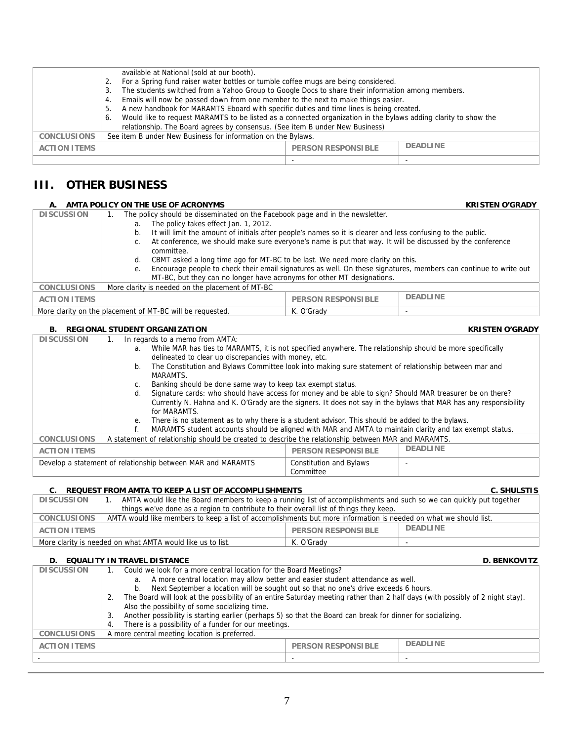| | |
|---|---|
| | available at National (sold at our booth).<br>2. For a Spring fund raiser water bottles or tumble coffee mugs are being considered.<br>3. The students switched from a Yahoo Group to Google Docs to share their information among members.<br>4. Emails will now be passed down from one member to the next to make things easier.<br>5. A new handbook for MARAMTS Eboard with specific duties and time lines is being created.<br>6. Would like to request MARAMTS to be listed as a connected organization in the bylaws adding clarity to show the relationship. The Board agrees by consensus. (See item B under New Business) |
| **CONCLUSIONS** | See item B under New Business for information on the Bylaws. |

| ACTION ITEMS | PERSON RESPONSIBLE | DEADLINE |
|---|---|---|
| | - | - |

# III. OTHER BUSINESS

### A. AMTA POLICY ON THE USE OF ACRONYMS — KRISTEN O'GRADY

| | |
|---|---|
| **DISCUSSION** | 1. The policy should be disseminated on the Facebook page and in the newsletter.<br>a. The policy takes effect Jan. 1, 2012.<br>b. It will limit the amount of initials after people's names so it is clearer and less confusing to the public.<br>c. At conference, we should make sure everyone's name is put that way. It will be discussed by the conference committee.<br>d. CBMT asked a long time ago for MT-BC to be last. We need more clarity on this.<br>e. Encourage people to check their email signatures as well. On these signatures, members can continue to write out MT-BC, but they can no longer have acronyms for other MT designations. |
| **CONCLUSIONS** | More clarity is needed on the placement of MT-BC |

| ACTION ITEMS | PERSON RESPONSIBLE | DEADLINE |
|---|---|---|
| More clarity on the placement of MT-BC will be requested. | K. O'Grady | - |

### B. REGIONAL STUDENT ORGANIZATION — KRISTEN O'GRADY

| | |
|---|---|
| **DISCUSSION** | 1. In regards to a memo from AMTA:<br>a. While MAR has ties to MARAMTS, it is not specified anywhere. The relationship should be more specifically delineated to clear up discrepancies with money, etc.<br>b. The Constitution and Bylaws Committee look into making sure statement of relationship between mar and MARAMTS.<br>c. Banking should be done same way to keep tax exempt status.<br>d. Signature cards: who should have access for money and be able to sign? Should MAR treasurer be on there? Currently N. Hahna and K. O'Grady are the signers. It does not say in the bylaws that MAR has any responsibility for MARAMTS.<br>e. There is no statement as to why there is a student advisor. This should be added to the bylaws.<br>f. MARAMTS student accounts should be aligned with MAR and AMTA to maintain clarity and tax exempt status. |
| **CONCLUSIONS** | A statement of relationship should be created to describe the relationship between MAR and MARAMTS. |

| ACTION ITEMS | PERSON RESPONSIBLE | DEADLINE |
|---|---|---|
| Develop a statement of relationship between MAR and MARAMTS | Constitution and Bylaws Committee | - |

### C. REQUEST FROM AMTA TO KEEP A LIST OF ACCOMPLISHMENTS — C. SHULSTIS

| | |
|---|---|
| **DISCUSSION** | 1. AMTA would like the Board members to keep a running list of accomplishments and such so we can quickly put together things we've done as a region to contribute to their overall list of things they keep. |
| **CONCLUSIONS** | AMTA would like members to keep a list of accomplishments but more information is needed on what we should list. |

| ACTION ITEMS | PERSON RESPONSIBLE | DEADLINE |
|---|---|---|
| More clarity is needed on what AMTA would like us to list. | K. O'Grady | - |

### D. EQUALITY IN TRAVEL DISTANCE — D. BENKOVITZ

| | |
|---|---|
| **DISCUSSION** | 1. Could we look for a more central location for the Board Meetings?<br>a. A more central location may allow better and easier student attendance as well.<br>b. Next September a location will be sought out so that no one's drive exceeds 6 hours.<br>2. The Board will look at the possibility of an entire Saturday meeting rather than 2 half days (with possibly of 2 night stay). Also the possibility of some socializing time.<br>3. Another possibility is starting earlier (perhaps 5) so that the Board can break for dinner for socializing.<br>4. There is a possibility of a funder for our meetings. |
| **CONCLUSIONS** | A more central meeting location is preferred. |

| ACTION ITEMS | PERSON RESPONSIBLE | DEADLINE |
|---|---|---|
| - | - | - |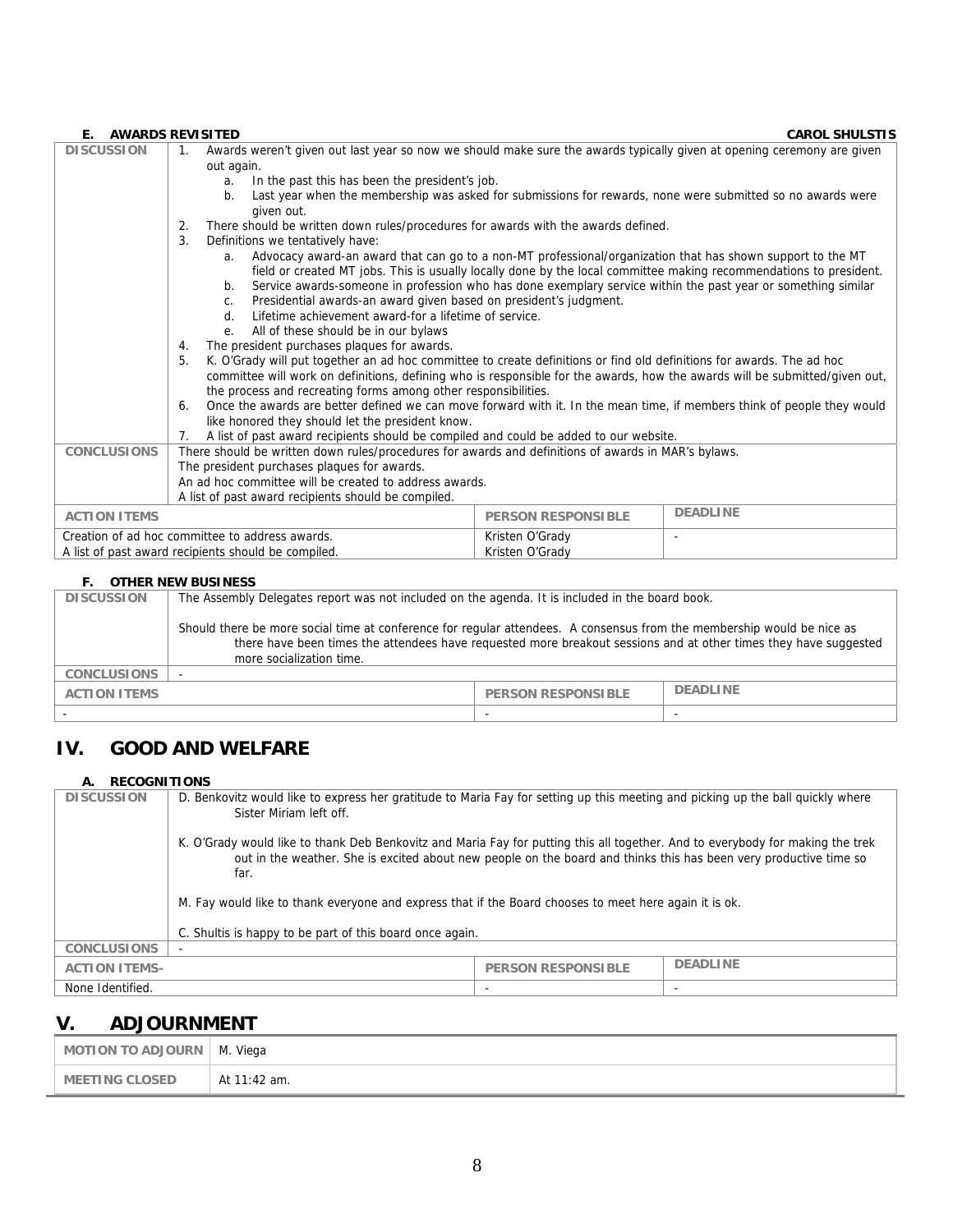#### E. AWARDS REVISITED — CAROL SHULSTIS

| | | | |
|---|---|---|---|
| **DISCUSSION** | 1. Awards weren't given out last year so now we should make sure the awards typically given at opening ceremony are given out again.<br>a. In the past this has been the president's job.<br>b. Last year when the membership was asked for submissions for rewards, none were submitted so no awards were given out.<br>2. There should be written down rules/procedures for awards with the awards defined.<br>3. Definitions we tentatively have:<br>a. Advocacy award-an award that can go to a non-MT professional/organization that has shown support to the MT field or created MT jobs. This is usually locally done by the local committee making recommendations to president.<br>b. Service awards-someone in profession who has done exemplary service within the past year or something similar<br>c. Presidential awards-an award given based on president's judgment.<br>d. Lifetime achievement award-for a lifetime of service.<br>e. All of these should be in our bylaws<br>4. The president purchases plaques for awards.<br>5. K. O'Grady will put together an ad hoc committee to create definitions or find old definitions for awards. The ad hoc committee will work on definitions, defining who is responsible for the awards, how the awards will be submitted/given out, the process and recreating forms among other responsibilities.<br>6. Once the awards are better defined we can move forward with it. In the mean time, if members think of people they would like honored they should let the president know.<br>7. A list of past award recipients should be compiled and could be added to our website. | | |
| **CONCLUSIONS** | There should be written down rules/procedures for awards and definitions of awards in MAR's bylaws.<br>The president purchases plaques for awards.<br>An ad hoc committee will be created to address awards.<br>A list of past award recipients should be compiled. | | |
| **ACTION ITEMS** | | **PERSON RESPONSIBLE** | **DEADLINE** |
| Creation of ad hoc committee to address awards.<br>A list of past award recipients should be compiled. | | Kristen O'Grady<br>Kristen O'Grady | - |

#### F. OTHER NEW BUSINESS

| | | | |
|---|---|---|---|
| **DISCUSSION** | The Assembly Delegates report was not included on the agenda. It is included in the board book.<br><br>Should there be more social time at conference for regular attendees. A consensus from the membership would be nice as there have been times the attendees have requested more breakout sessions and at other times they have suggested more socialization time. | | |
| **CONCLUSIONS** | - | | |
| **ACTION ITEMS** | | **PERSON RESPONSIBLE** | **DEADLINE** |
| - | | - | - |

## IV. GOOD AND WELFARE

#### A. RECOGNITIONS

| | | | |
|---|---|---|---|
| **DISCUSSION** | D. Benkovitz would like to express her gratitude to Maria Fay for setting up this meeting and picking up the ball quickly where Sister Miriam left off.<br><br>K. O'Grady would like to thank Deb Benkovitz and Maria Fay for putting this all together. And to everybody for making the trek out in the weather. She is excited about new people on the board and thinks this has been very productive time so far.<br><br>M. Fay would like to thank everyone and express that if the Board chooses to meet here again it is ok.<br><br>C. Shultis is happy to be part of this board once again. | | |
| **CONCLUSIONS** | - | | |
| **ACTION ITEMS-** | | **PERSON RESPONSIBLE** | **DEADLINE** |
| None Identified. | | - | - |

## V. ADJOURNMENT

| | |
|---|---|
| **MOTION TO ADJOURN** | M. Viega |
| **MEETING CLOSED** | At 11:42 am. |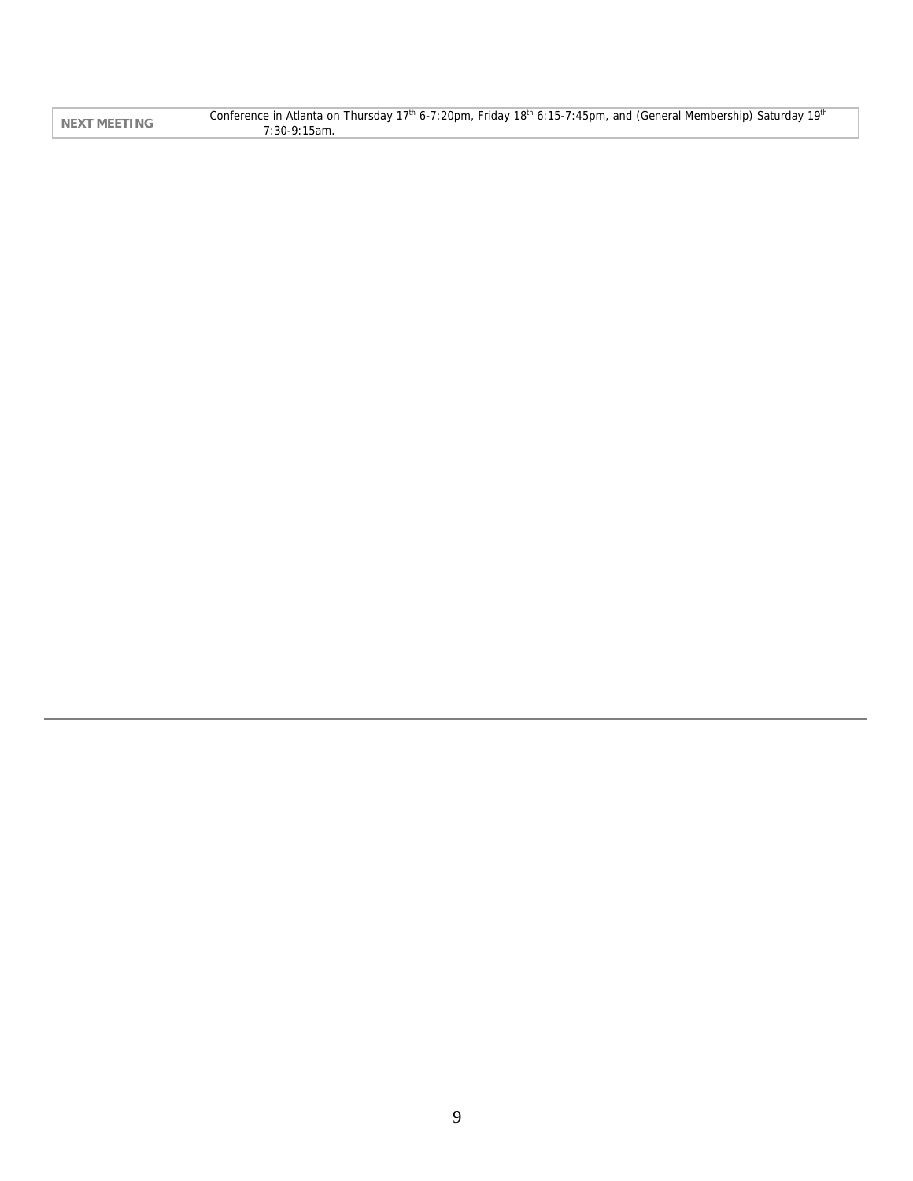| | |
|---|---|
| **NEXT MEETING** | Conference in Atlanta on Thursday 17th 6-7:20pm, Friday 18th 6:15-7:45pm, and (General Membership) Saturday 19th 7:30-9:15am. |